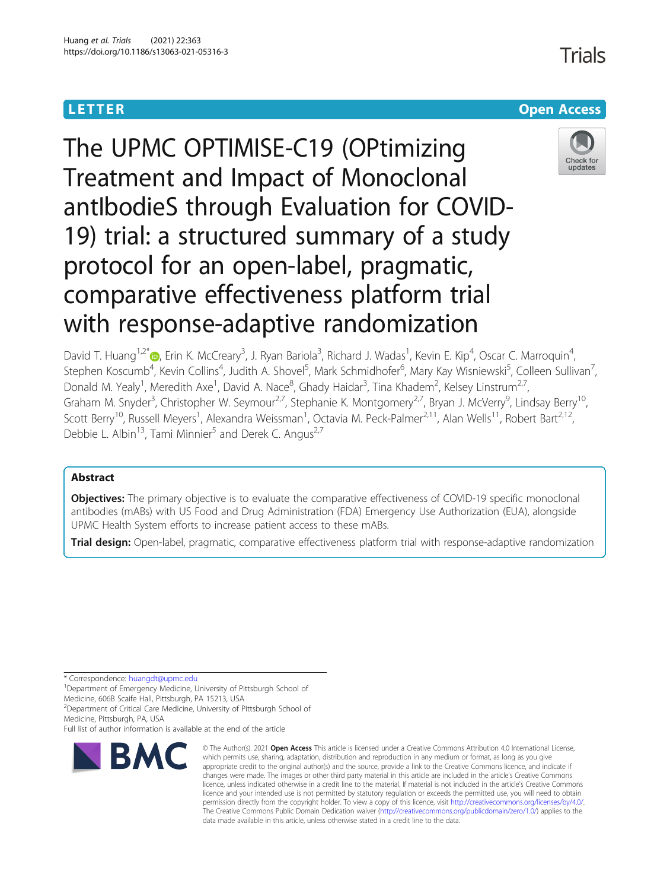LETTER

Open Access

# The UPMC OPTIMISE-C19 (OPtimizing Treatment and Impact of Monoclonal antIbodieS through Evaluation for COVID-19) trial: a structured summary of a study protocol for an open-label, pragmatic, comparative effectiveness platform trial with response-adaptive randomization

David T. Huang[1,2*], Erin K. McCreary[3], J. Ryan Bariola[3], Richard J. Wadas[1], Kevin E. Kip[4], Oscar C. Marroquin[4], Stephen Koscumb[4], Kevin Collins[4], Judith A. Shovel[5], Mark Schmidhofer[6], Mary Kay Wisniewski[5], Colleen Sullivan[7], Donald M. Yealy[1], Meredith Axe[1], David A. Nace[8], Ghady Haidar[3], Tina Khadem[2], Kelsey Linstrum[2,7], Graham M. Snyder[3], Christopher W. Seymour[2,7], Stephanie K. Montgomery[2,7], Bryan J. McVerry[9], Lindsay Berry[10], Scott Berry[10], Russell Meyers[1], Alexandra Weissman[1], Octavia M. Peck-Palmer[2,11], Alan Wells[11], Robert Bart[2,12], Debbie L. Albin[13], Tami Minnier[5] and Derek C. Angus[2,7]

## Abstract

**Objectives:** The primary objective is to evaluate the comparative effectiveness of COVID-19 specific monoclonal antibodies (mABs) with US Food and Drug Administration (FDA) Emergency Use Authorization (EUA), alongside UPMC Health System efforts to increase patient access to these mABs.

**Trial design:** Open-label, pragmatic, comparative effectiveness platform trial with response-adaptive randomization

\* Correspondence: huangdt@upmc.edu

[1]Department of Emergency Medicine, University of Pittsburgh School of Medicine, 606B Scaife Hall, Pittsburgh, PA 15213, USA

[2]Department of Critical Care Medicine, University of Pittsburgh School of Medicine, Pittsburgh, PA, USA

Full list of author information is available at the end of the article

© The Author(s). 2021 **Open Access** This article is licensed under a Creative Commons Attribution 4.0 International License, which permits use, sharing, adaptation, distribution and reproduction in any medium or format, as long as you give appropriate credit to the original author(s) and the source, provide a link to the Creative Commons licence, and indicate if changes were made. The images or other third party material in this article are included in the article's Creative Commons licence, unless indicated otherwise in a credit line to the material. If material is not included in the article's Creative Commons licence and your intended use is not permitted by statutory regulation or exceeds the permitted use, you will need to obtain permission directly from the copyright holder. To view a copy of this licence, visit http://creativecommons.org/licenses/by/4.0/. The Creative Commons Public Domain Dedication waiver (http://creativecommons.org/publicdomain/zero/1.0/) applies to the data made available in this article, unless otherwise stated in a credit line to the data.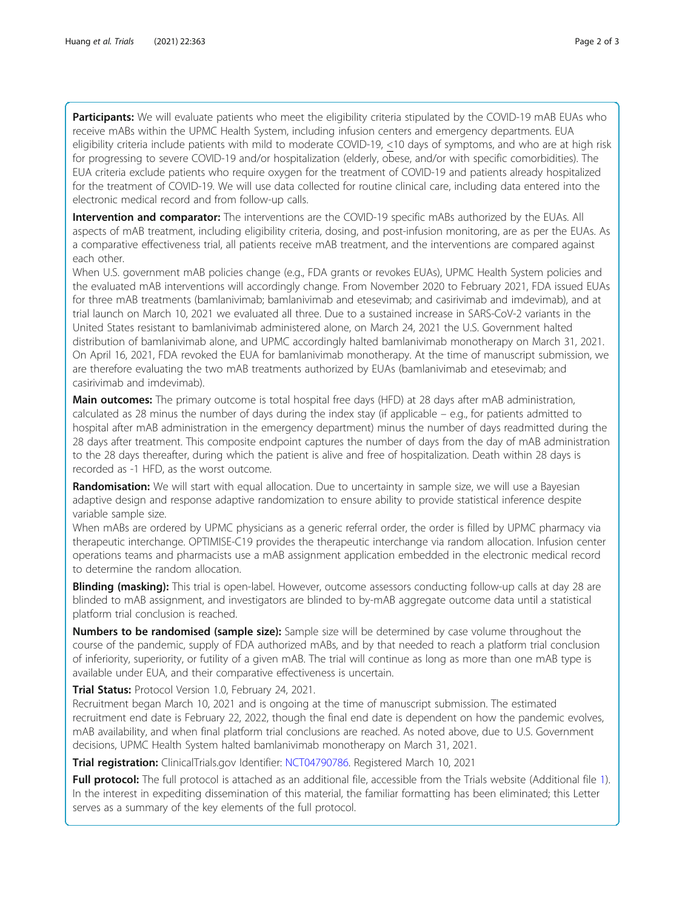**Participants:** We will evaluate patients who meet the eligibility criteria stipulated by the COVID-19 mAB EUAs who receive mABs within the UPMC Health System, including infusion centers and emergency departments. EUA eligibility criteria include patients with mild to moderate COVID-19, ≤10 days of symptoms, and who are at high risk for progressing to severe COVID-19 and/or hospitalization (elderly, obese, and/or with specific comorbidities). The EUA criteria exclude patients who require oxygen for the treatment of COVID-19 and patients already hospitalized for the treatment of COVID-19. We will use data collected for routine clinical care, including data entered into the electronic medical record and from follow-up calls.

**Intervention and comparator:** The interventions are the COVID-19 specific mABs authorized by the EUAs. All aspects of mAB treatment, including eligibility criteria, dosing, and post-infusion monitoring, are as per the EUAs. As a comparative effectiveness trial, all patients receive mAB treatment, and the interventions are compared against each other.

When U.S. government mAB policies change (e.g., FDA grants or revokes EUAs), UPMC Health System policies and the evaluated mAB interventions will accordingly change. From November 2020 to February 2021, FDA issued EUAs for three mAB treatments (bamlanivimab; bamlanivimab and etesevimab; and casirivimab and imdevimab), and at trial launch on March 10, 2021 we evaluated all three. Due to a sustained increase in SARS-CoV-2 variants in the United States resistant to bamlanivimab administered alone, on March 24, 2021 the U.S. Government halted distribution of bamlanivimab alone, and UPMC accordingly halted bamlanivimab monotherapy on March 31, 2021. On April 16, 2021, FDA revoked the EUA for bamlanivimab monotherapy. At the time of manuscript submission, we are therefore evaluating the two mAB treatments authorized by EUAs (bamlanivimab and etesevimab; and casirivimab and imdevimab).

**Main outcomes:** The primary outcome is total hospital free days (HFD) at 28 days after mAB administration, calculated as 28 minus the number of days during the index stay (if applicable – e.g., for patients admitted to hospital after mAB administration in the emergency department) minus the number of days readmitted during the 28 days after treatment. This composite endpoint captures the number of days from the day of mAB administration to the 28 days thereafter, during which the patient is alive and free of hospitalization. Death within 28 days is recorded as -1 HFD, as the worst outcome.

**Randomisation:** We will start with equal allocation. Due to uncertainty in sample size, we will use a Bayesian adaptive design and response adaptive randomization to ensure ability to provide statistical inference despite variable sample size.

When mABs are ordered by UPMC physicians as a generic referral order, the order is filled by UPMC pharmacy via therapeutic interchange. OPTIMISE-C19 provides the therapeutic interchange via random allocation. Infusion center operations teams and pharmacists use a mAB assignment application embedded in the electronic medical record to determine the random allocation.

**Blinding (masking):** This trial is open-label. However, outcome assessors conducting follow-up calls at day 28 are blinded to mAB assignment, and investigators are blinded to by-mAB aggregate outcome data until a statistical platform trial conclusion is reached.

**Numbers to be randomised (sample size):** Sample size will be determined by case volume throughout the course of the pandemic, supply of FDA authorized mABs, and by that needed to reach a platform trial conclusion of inferiority, superiority, or futility of a given mAB. The trial will continue as long as more than one mAB type is available under EUA, and their comparative effectiveness is uncertain.

**Trial Status:** Protocol Version 1.0, February 24, 2021.

Recruitment began March 10, 2021 and is ongoing at the time of manuscript submission. The estimated recruitment end date is February 22, 2022, though the final end date is dependent on how the pandemic evolves, mAB availability, and when final platform trial conclusions are reached. As noted above, due to U.S. Government decisions, UPMC Health System halted bamlanivimab monotherapy on March 31, 2021.

**Trial registration:** ClinicalTrials.gov Identifier: NCT04790786. Registered March 10, 2021

**Full protocol:** The full protocol is attached as an additional file, accessible from the Trials website (Additional file 1). In the interest in expediting dissemination of this material, the familiar formatting has been eliminated; this Letter serves as a summary of the key elements of the full protocol.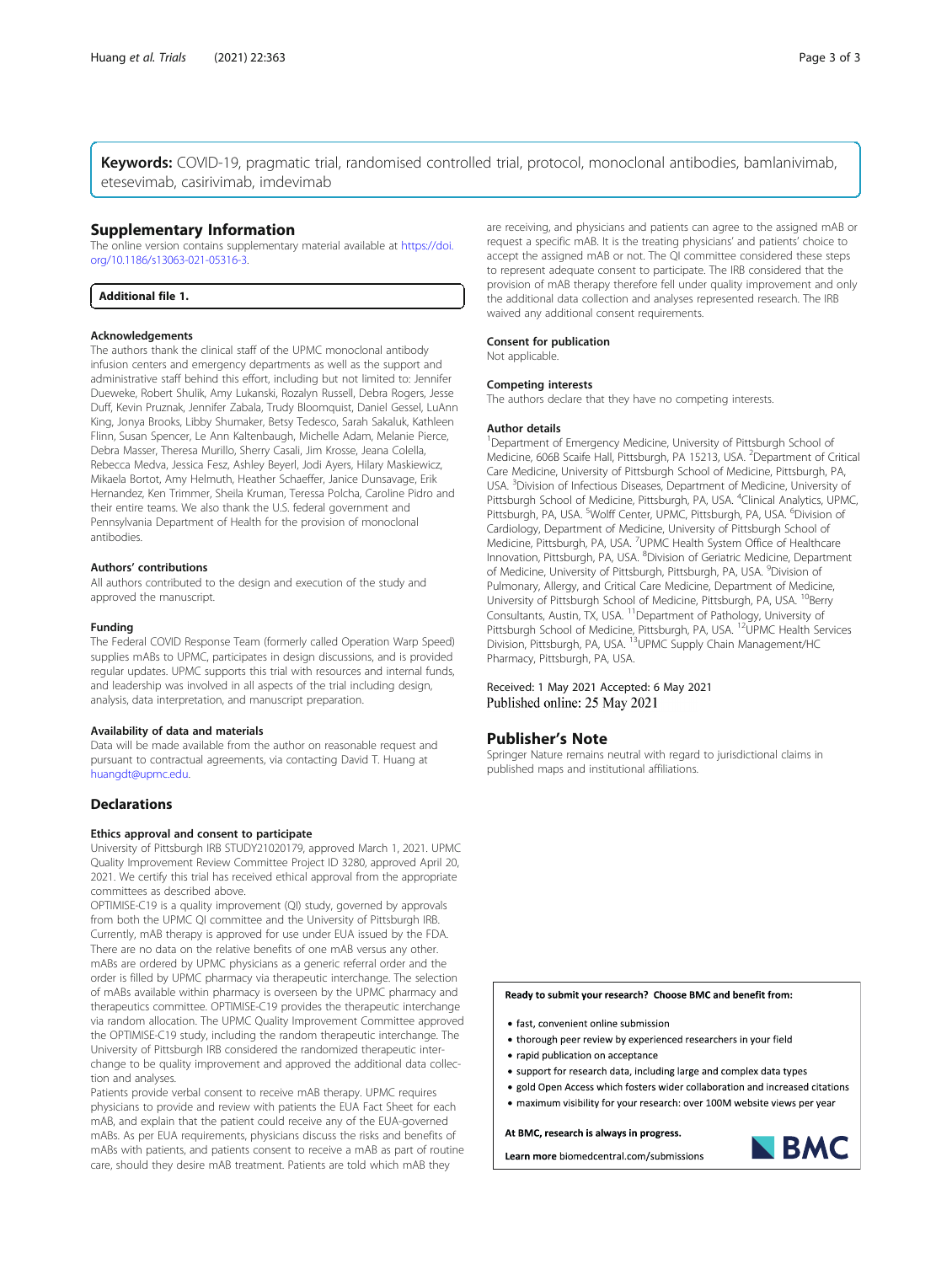**Keywords:** COVID-19, pragmatic trial, randomised controlled trial, protocol, monoclonal antibodies, bamlanivimab, etesevimab, casirivimab, imdevimab

## Supplementary Information

The online version contains supplementary material available at https://doi.org/10.1186/s13063-021-05316-3.

**Additional file 1.**

### Acknowledgements

The authors thank the clinical staff of the UPMC monoclonal antibody infusion centers and emergency departments as well as the support and administrative staff behind this effort, including but not limited to: Jennifer Dueweke, Robert Shulik, Amy Lukanski, Rozalyn Russell, Debra Rogers, Jesse Duff, Kevin Pruznak, Jennifer Zabala, Trudy Bloomquist, Daniel Gessel, LuAnn King, Jonya Brooks, Libby Shumaker, Betsy Tedesco, Sarah Sakaluk, Kathleen Flinn, Susan Spencer, Le Ann Kaltenbaugh, Michelle Adam, Melanie Pierce, Debra Masser, Theresa Murillo, Sherry Casali, Jim Krosse, Jeana Colella, Rebecca Medva, Jessica Fesz, Ashley Beyerl, Jodi Ayers, Hilary Maskiewicz, Mikaela Bortot, Amy Helmuth, Heather Schaeffer, Janice Dunsavage, Erik Hernandez, Ken Trimmer, Sheila Kruman, Teressa Polcha, Caroline Pidro and their entire teams. We also thank the U.S. federal government and Pennsylvania Department of Health for the provision of monoclonal antibodies.

### Authors' contributions

All authors contributed to the design and execution of the study and approved the manuscript.

### Funding

The Federal COVID Response Team (formerly called Operation Warp Speed) supplies mAbs to UPMC, participates in design discussions, and is provided regular updates. UPMC supports this trial with resources and internal funds, and leadership was involved in all aspects of the trial including design, analysis, data interpretation, and manuscript preparation.

### Availability of data and materials

Data will be made available from the author on reasonable request and pursuant to contractual agreements, via contacting David T. Huang at huangdt@upmc.edu.

## Declarations

### Ethics approval and consent to participate

University of Pittsburgh IRB STUDY21020179, approved March 1, 2021. UPMC Quality Improvement Review Committee Project ID 3280, approved April 20, 2021. We certify this trial has received ethical approval from the appropriate committees as described above.

OPTIMISE-C19 is a quality improvement (QI) study, governed by approvals from both the UPMC QI committee and the University of Pittsburgh IRB. Currently, mAB therapy is approved for use under EUA issued by the FDA. There are no data on the relative benefits of one mAB versus any other. mABs are ordered by UPMC physicians as a generic referral order and the order is filled by UPMC pharmacy via therapeutic interchange. The selection of mABs available within pharmacy is overseen by the UPMC pharmacy and therapeutics committee. OPTIMISE-C19 provides the therapeutic interchange via random allocation. The UPMC Quality Improvement Committee approved the OPTIMISE-C19 study, including the random therapeutic interchange. The University of Pittsburgh IRB considered the randomized therapeutic interchange to be quality improvement and approved the additional data collection and analyses.

Patients provide verbal consent to receive mAB therapy. UPMC requires physicians to provide and review with patients the EUA Fact Sheet for each mAB, and explain that the patient could receive any of the EUA-governed mABs. As per EUA requirements, physicians discuss the risks and benefits of mABs with patients, and patients consent to receive a mAB as part of routine care, should they desire mAB treatment. Patients are told which mAB they are receiving, and physicians and patients can agree to the assigned mAB or request a specific mAB. It is the treating physicians' and patients' choice to accept the assigned mAB or not. The QI committee considered these steps to represent adequate consent to participate. The IRB considered that the provision of mAB therapy therefore fell under quality improvement and only the additional data collection and analyses represented research. The IRB waived any additional consent requirements.

### Consent for publication

Not applicable.

### Competing interests

The authors declare that they have no competing interests.

### Author details

[1]Department of Emergency Medicine, University of Pittsburgh School of Medicine, 606B Scaife Hall, Pittsburgh, PA 15213, USA. [2]Department of Critical Care Medicine, University of Pittsburgh School of Medicine, Pittsburgh, PA, USA. [3]Division of Infectious Diseases, Department of Medicine, University of Pittsburgh School of Medicine, Pittsburgh, PA, USA. [4]Clinical Analytics, UPMC, Pittsburgh, PA, USA. [5]Wolff Center, UPMC, Pittsburgh, PA, USA. [6]Division of Cardiology, Department of Medicine, University of Pittsburgh School of Medicine, Pittsburgh, PA, USA. [7]UPMC Health System Office of Healthcare Innovation, Pittsburgh, PA, USA. [8]Division of Geriatric Medicine, Department of Medicine, University of Pittsburgh, Pittsburgh, PA, USA. [9]Division of Pulmonary, Allergy, and Critical Care Medicine, Department of Medicine, University of Pittsburgh School of Medicine, Pittsburgh, PA, USA. [10]Berry Consultants, Austin, TX, USA. [11]Department of Pathology, University of Pittsburgh School of Medicine, Pittsburgh, PA, USA. [12]UPMC Health Services Division, Pittsburgh, PA, USA. [13]UPMC Supply Chain Management/HC Pharmacy, Pittsburgh, PA, USA.

Received: 1 May 2021 Accepted: 6 May 2021
Published online: 25 May 2021

## Publisher's Note

Springer Nature remains neutral with regard to jurisdictional claims in published maps and institutional affiliations.

**Ready to submit your research? Choose BMC and benefit from:**

- fast, convenient online submission
- thorough peer review by experienced researchers in your field
- rapid publication on acceptance
- support for research data, including large and complex data types
- gold Open Access which fosters wider collaboration and increased citations
- maximum visibility for your research: over 100M website views per year

**At BMC, research is always in progress.**

**Learn more** biomedcentral.com/submissions

BMC